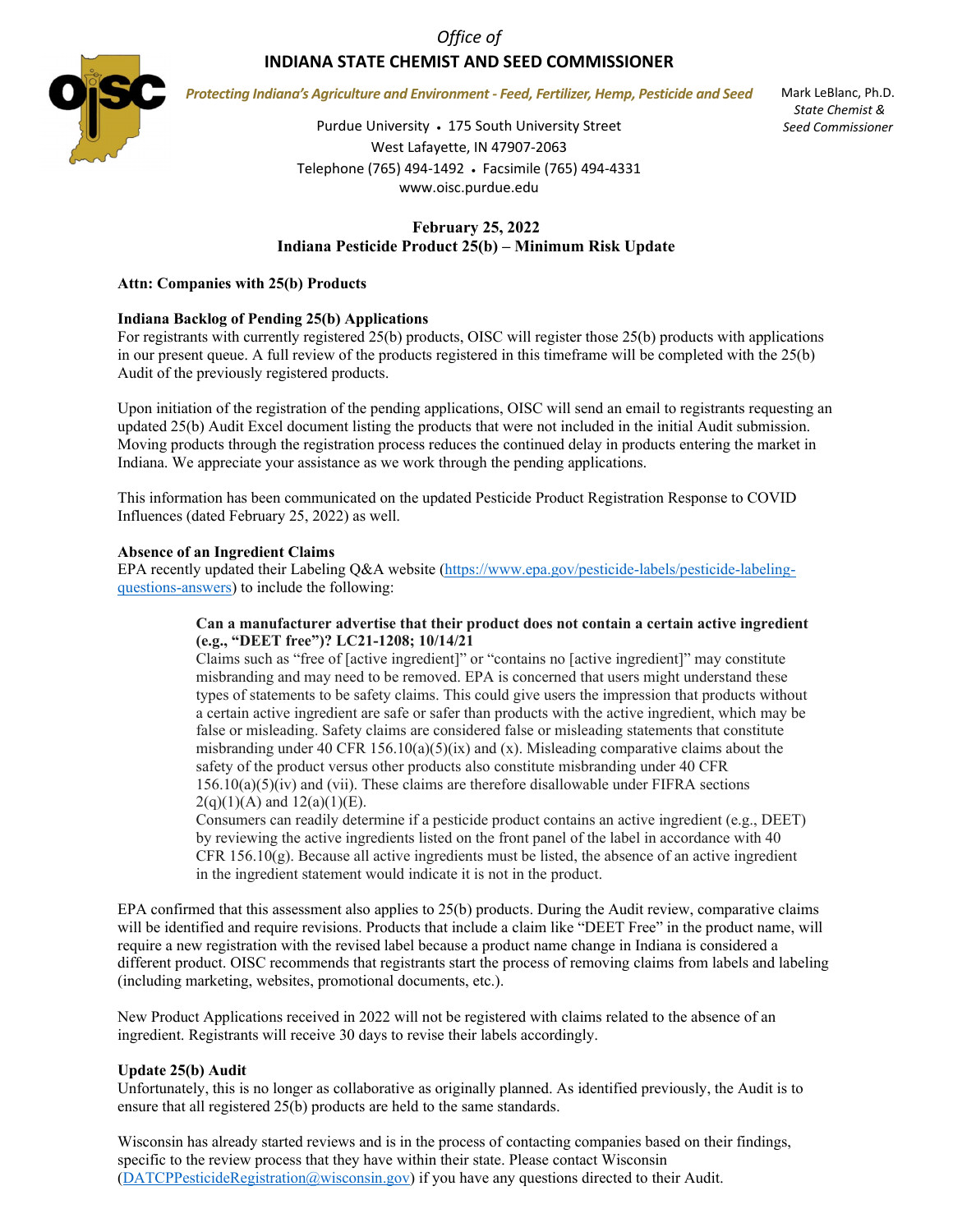*Office of*

**INDIANA STATE CHEMIST AND SEED COMMISSIONER**

***Protecting Indiana's Agriculture and Environment - Feed, Fertilizer, Hemp, Pesticide and Seed***

Purdue University • 175 South University Street
West Lafayette, IN 47907-2063
Telephone (765) 494-1492 • Facsimile (765) 494-4331
www.oisc.purdue.edu

Mark LeBlanc, Ph.D.
*State Chemist &*
*Seed Commissioner*

**February 25, 2022**
**Indiana Pesticide Product 25(b) – Minimum Risk Update**

**Attn: Companies with 25(b) Products**

**Indiana Backlog of Pending 25(b) Applications**

For registrants with currently registered 25(b) products, OISC will register those 25(b) products with applications in our present queue. A full review of the products registered in this timeframe will be completed with the 25(b) Audit of the previously registered products.

Upon initiation of the registration of the pending applications, OISC will send an email to registrants requesting an updated 25(b) Audit Excel document listing the products that were not included in the initial Audit submission. Moving products through the registration process reduces the continued delay in products entering the market in Indiana. We appreciate your assistance as we work through the pending applications.

This information has been communicated on the updated Pesticide Product Registration Response to COVID Influences (dated February 25, 2022) as well.

**Absence of an Ingredient Claims**

EPA recently updated their Labeling Q&A website (https://www.epa.gov/pesticide-labels/pesticide-labeling-questions-answers) to include the following:

> **Can a manufacturer advertise that their product does not contain a certain active ingredient (e.g., "DEET free")? LC21-1208; 10/14/21**
> Claims such as "free of [active ingredient]" or "contains no [active ingredient]" may constitute misbranding and may need to be removed. EPA is concerned that users might understand these types of statements to be safety claims. This could give users the impression that products without a certain active ingredient are safe or safer than products with the active ingredient, which may be false or misleading. Safety claims are considered false or misleading statements that constitute misbranding under 40 CFR 156.10(a)(5)(ix) and (x). Misleading comparative claims about the safety of the product versus other products also constitute misbranding under 40 CFR 156.10(a)(5)(iv) and (vii). These claims are therefore disallowable under FIFRA sections 2(q)(1)(A) and 12(a)(1)(E).
> Consumers can readily determine if a pesticide product contains an active ingredient (e.g., DEET) by reviewing the active ingredients listed on the front panel of the label in accordance with 40 CFR 156.10(g). Because all active ingredients must be listed, the absence of an active ingredient in the ingredient statement would indicate it is not in the product.

EPA confirmed that this assessment also applies to 25(b) products. During the Audit review, comparative claims will be identified and require revisions. Products that include a claim like "DEET Free" in the product name, will require a new registration with the revised label because a product name change in Indiana is considered a different product. OISC recommends that registrants start the process of removing claims from labels and labeling (including marketing, websites, promotional documents, etc.).

New Product Applications received in 2022 will not be registered with claims related to the absence of an ingredient. Registrants will receive 30 days to revise their labels accordingly.

**Update 25(b) Audit**

Unfortunately, this is no longer as collaborative as originally planned. As identified previously, the Audit is to ensure that all registered 25(b) products are held to the same standards.

Wisconsin has already started reviews and is in the process of contacting companies based on their findings, specific to the review process that they have within their state. Please contact Wisconsin (DATCPPesticideRegistration@wisconsin.gov) if you have any questions directed to their Audit.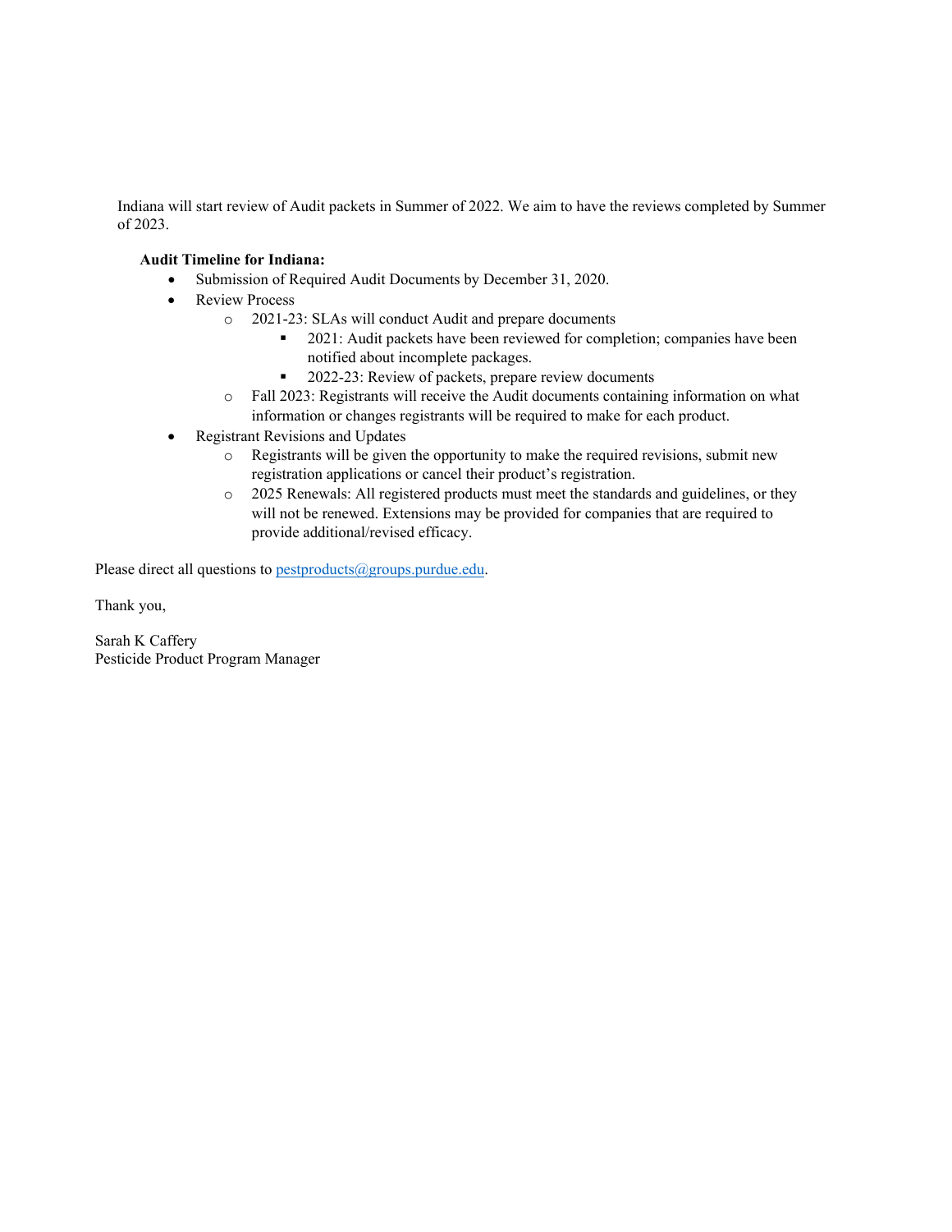Indiana will start review of Audit packets in Summer of 2022. We aim to have the reviews completed by Summer of 2023.

**Audit Timeline for Indiana:**

- Submission of Required Audit Documents by December 31, 2020.
- Review Process
  - 2021-23: SLAs will conduct Audit and prepare documents
    - 2021: Audit packets have been reviewed for completion; companies have been notified about incomplete packages.
    - 2022-23: Review of packets, prepare review documents
  - Fall 2023: Registrants will receive the Audit documents containing information on what information or changes registrants will be required to make for each product.
- Registrant Revisions and Updates
  - Registrants will be given the opportunity to make the required revisions, submit new registration applications or cancel their product's registration.
  - 2025 Renewals: All registered products must meet the standards and guidelines, or they will not be renewed. Extensions may be provided for companies that are required to provide additional/revised efficacy.

Please direct all questions to pestproducts@groups.purdue.edu.

Thank you,

Sarah K Caffery
Pesticide Product Program Manager